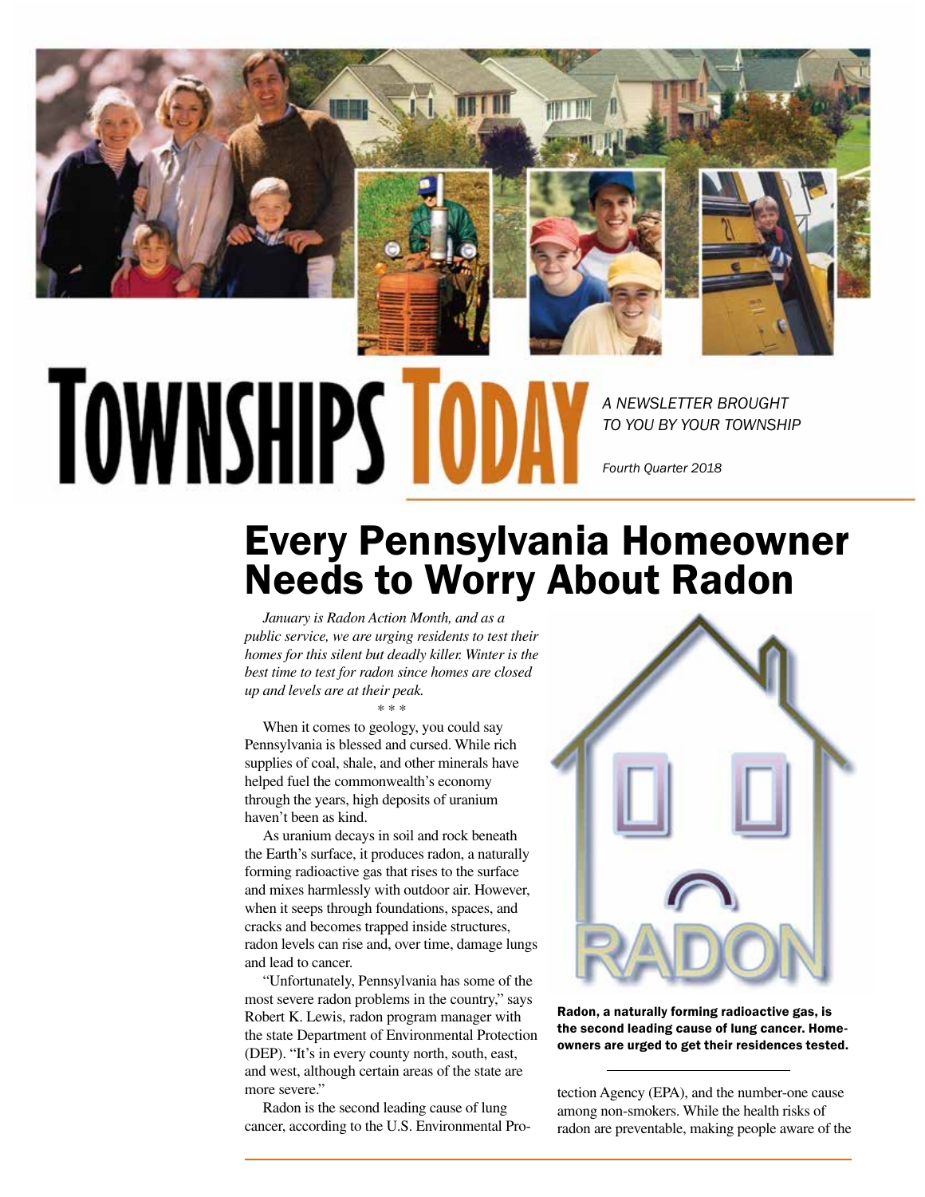# TOWNSHIPS TODAY

*A NEWSLETTER BROUGHT TO YOU BY YOUR TOWNSHIP*

*Fourth Quarter 2018*

## Every Pennsylvania Homeowner Needs to Worry About Radon

*January is Radon Action Month, and as a public service, we are urging residents to test their homes for this silent but deadly killer. Winter is the best time to test for radon since homes are closed up and levels are at their peak.*

\* \* \*

When it comes to geology, you could say Pennsylvania is blessed and cursed. While rich supplies of coal, shale, and other minerals have helped fuel the commonwealth's economy through the years, high deposits of uranium haven't been as kind.

As uranium decays in soil and rock beneath the Earth's surface, it produces radon, a naturally forming radioactive gas that rises to the surface and mixes harmlessly with outdoor air. However, when it seeps through foundations, spaces, and cracks and becomes trapped inside structures, radon levels can rise and, over time, damage lungs and lead to cancer.

"Unfortunately, Pennsylvania has some of the most severe radon problems in the country," says Robert K. Lewis, radon program manager with the state Department of Environmental Protection (DEP). "It's in every county north, south, east, and west, although certain areas of the state are more severe."

Radon is the second leading cause of lung cancer, according to the U.S. Environmental Protection Agency (EPA), and the number-one cause among non-smokers. While the health risks of radon are preventable, making people aware of the

**Radon, a naturally forming radioactive gas, is the second leading cause of lung cancer. Homeowners are urged to get their residences tested.**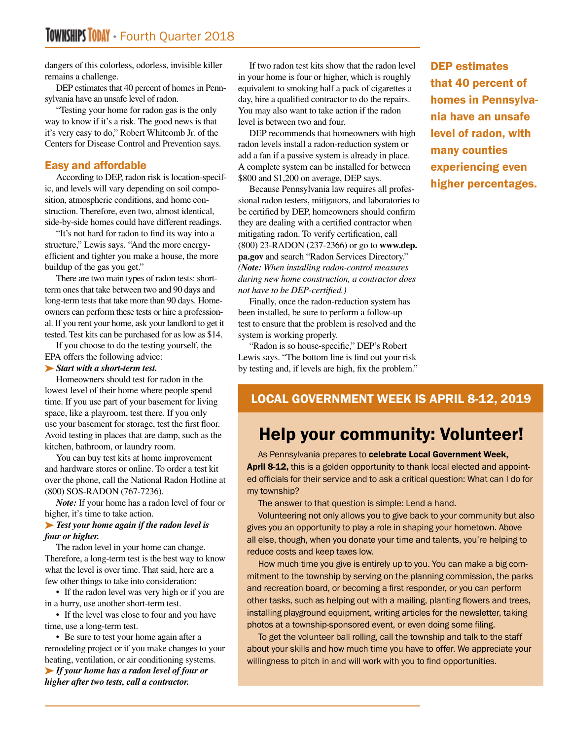dangers of this colorless, odorless, invisible killer remains a challenge.

DEP estimates that 40 percent of homes in Pennsylvania have an unsafe level of radon.

"Testing your home for radon gas is the only way to know if it's a risk. The good news is that it's very easy to do," Robert Whitcomb Jr. of the Centers for Disease Control and Prevention says.

## Easy and affordable

According to DEP, radon risk is location-specific, and levels will vary depending on soil composition, atmospheric conditions, and home construction. Therefore, even two, almost identical, side-by-side homes could have different readings.

"It's not hard for radon to find its way into a structure," Lewis says. "And the more energy-efficient and tighter you make a house, the more buildup of the gas you get."

There are two main types of radon tests: short-term ones that take between two and 90 days and long-term tests that take more than 90 days. Homeowners can perform these tests or hire a professional. If you rent your home, ask your landlord to get it tested. Test kits can be purchased for as low as $14.

If you choose to do the testing yourself, the EPA offers the following advice:

➤ ***Start with a short-term test.***

Homeowners should test for radon in the lowest level of their home where people spend time. If you use part of your basement for living space, like a playroom, test there. If you only use your basement for storage, test the first floor. Avoid testing in places that are damp, such as the kitchen, bathroom, or laundry room.

You can buy test kits at home improvement and hardware stores or online. To order a test kit over the phone, call the National Radon Hotline at (800) SOS-RADON (767-7236).

*Note:* If your home has a radon level of four or higher, it's time to take action.

➤ ***Test your home again if the radon level is four or higher.***

The radon level in your home can change. Therefore, a long-term test is the best way to know what the level is over time. That said, here are a few other things to take into consideration:

- If the radon level was very high or if you are in a hurry, use another short-term test.
- If the level was close to four and you have time, use a long-term test.
- Be sure to test your home again after a remodeling project or if you make changes to your heating, ventilation, or air conditioning systems.

➤ ***If your home has a radon level of four or higher after two tests, call a contractor.***

If two radon test kits show that the radon level in your home is four or higher, which is roughly equivalent to smoking half a pack of cigarettes a day, hire a qualified contractor to do the repairs. You may also want to take action if the radon level is between two and four.

DEP recommends that homeowners with high radon levels install a radon-reduction system or add a fan if a passive system is already in place. A complete system can be installed for between $800 and $1,200 on average, DEP says.

Because Pennsylvania law requires all professional radon testers, mitigators, and laboratories to be certified by DEP, homeowners should confirm they are dealing with a certified contractor when mitigating radon. To verify certification, call (800) 23-RADON (237-2366) or go to **www.dep.pa.gov** and search "Radon Services Directory." ***(Note:*** *When installing radon-control measures during new home construction, a contractor does not have to be DEP-certified.)*

Finally, once the radon-reduction system has been installed, be sure to perform a follow-up test to ensure that the problem is resolved and the system is working properly.

"Radon is so house-specific," DEP's Robert Lewis says. "The bottom line is find out your risk by testing and, if levels are high, fix the problem."

**DEP estimates that 40 percent of homes in Pennsylvania have an unsafe level of radon, with many counties experiencing even higher percentages.**

## LOCAL GOVERNMENT WEEK IS APRIL 8-12, 2019

# Help your community: Volunteer!

As Pennsylvania prepares to **celebrate Local Government Week, April 8-12,** this is a golden opportunity to thank local elected and appointed officials for their service and to ask a critical question: What can I do for my township?

The answer to that question is simple: Lend a hand.

Volunteering not only allows you to give back to your community but also gives you an opportunity to play a role in shaping your hometown. Above all else, though, when you donate your time and talents, you're helping to reduce costs and keep taxes low.

How much time you give is entirely up to you. You can make a big commitment to the township by serving on the planning commission, the parks and recreation board, or becoming a first responder, or you can perform other tasks, such as helping out with a mailing, planting flowers and trees, installing playground equipment, writing articles for the newsletter, taking photos at a township-sponsored event, or even doing some filing.

To get the volunteer ball rolling, call the township and talk to the staff about your skills and how much time you have to offer. We appreciate your willingness to pitch in and will work with you to find opportunities.